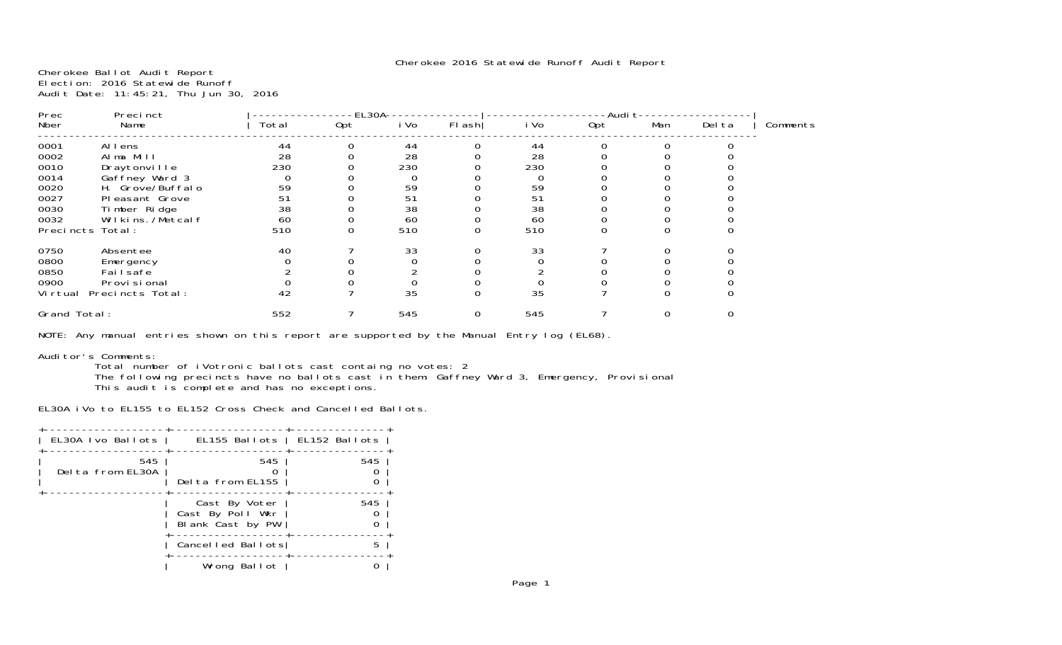Cherokee 2016 Statewide Runoff Audit Report

Cherokee Ballot Audit Report
Election: 2016 Statewide Runoff
Audit Date: 11:45:21, Thu Jun 30, 2016

| Prec Nber | Precinct Name | EL30A Total | EL30A Opt | EL30A iVo | EL30A Flash | Audit iVo | Audit Opt | Audit Man | Audit Delta | Comments |
|---|---|---|---|---|---|---|---|---|---|---|
| 0001 | Allens | 44 | 0 | 44 | 0 | 44 | 0 | 0 | 0 | |
| 0002 | Alma Mill | 28 | 0 | 28 | 0 | 28 | 0 | 0 | 0 | |
| 0010 | Draytonville | 230 | 0 | 230 | 0 | 230 | 0 | 0 | 0 | |
| 0014 | Gaffney Ward 3 | 0 | 0 | 0 | 0 | 0 | 0 | 0 | 0 | |
| 0020 | H. Grove/Buffalo | 59 | 0 | 59 | 0 | 59 | 0 | 0 | 0 | |
| 0027 | Pleasant Grove | 51 | 0 | 51 | 0 | 51 | 0 | 0 | 0 | |
| 0030 | Timber Ridge | 38 | 0 | 38 | 0 | 38 | 0 | 0 | 0 | |
| 0032 | Wilkins./Metcalf | 60 | 0 | 60 | 0 | 60 | 0 | 0 | 0 | |
| Precincts Total: | | 510 | 0 | 510 | 0 | 510 | 0 | 0 | 0 | |
| 0750 | Absentee | 40 | 7 | 33 | 0 | 33 | 7 | 0 | 0 | |
| 0800 | Emergency | 0 | 0 | 0 | 0 | 0 | 0 | 0 | 0 | |
| 0850 | Failsafe | 2 | 0 | 2 | 0 | 2 | 0 | 0 | 0 | |
| 0900 | Provisional | 0 | 0 | 0 | 0 | 0 | 0 | 0 | 0 | |
| Virtual Precincts Total: | | 42 | 7 | 35 | 0 | 35 | 7 | 0 | 0 | |
| Grand Total: | | 552 | 7 | 545 | 0 | 545 | 7 | 0 | 0 | |

NOTE: Any manual entries shown on this report are supported by the Manual Entry log (EL68).

Auditor's Comments:

Total number of iVotronic ballots cast containg no votes: 2
The following precincts have no ballots cast in them: Gaffney Ward 3, Emergency, Provisional
This audit is complete and has no exceptions.

EL30A iVo to EL155 to EL152 Cross Check and Cancelled Ballots.

| EL30A Ivo Ballots | EL155 Ballots | EL152 Ballots |
|---|---|---|
| 545 | 545 | 545 |
| Delta from EL30A | 0 | 0 |
| | Delta from EL155 | 0 |
| | Cast By Voter | 545 |
| | Cast By Poll Wkr | 0 |
| | Blank Cast by PW | 0 |
| | Cancelled Ballots | 5 |
| | Wrong Ballot | 0 |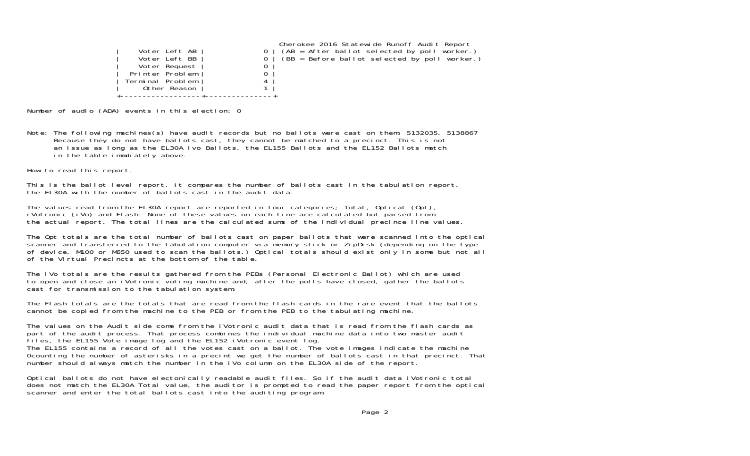Cherokee 2016 Statewide Runoff Audit Report

| | |
|---|---|
| Voter Left AB | 0 |
| Voter Left BB | 0 |
| Voter Request | 0 |
| Printer Problem | 0 |
| Terminal Problem | 4 |
| Other Reason | 1 |

(AB = After ballot selected by poll worker.)
(BB = Before ballot selected by poll worker.)

Number of audio (ADA) events in this election: 0

Note: The following machines(s) have audit records but no ballots were cast on them: 5132035, 5138867
Because they do not have ballots cast, they cannot be matched to a precinct. This is not an issue as long as the EL30A Ivo Ballots, the EL155 Ballots and the EL152 Ballots match in the table immdiately above.

How to read this report.

This is the ballot level report. It compares the number of ballots cast in the tabulation report, the EL30A with the number of ballots cast in the audit data.

The values read from the EL30A report are reported in four categories; Total, Optical (Opt), iVotronic (iVo) and Flash. None of these values on each line are calculated but parsed from the actual report. The total lines are the calculated sums of the individual precince line values.

The Opt totals are the total number of ballots cast on paper ballots that were scanned into the optical scanner and transferred to the tabulation computer via memory stick or ZipDisk (depending on the type of device, M100 or M650 used to scan the ballots.) Optical totals should exist only in some but not all of the Virtual Precincts at the bottom of the table.

The iVo totals are the results gathered from the PEBs (Personal Electronic Ballot) which are used to open and close an iVotronic voting machine and, after the polls have closed, gather the ballots cast for transmission to the tabulation system.

The Flash totals are the totals that are read from the flash cards in the rare event that the ballots cannot be copied from the machine to the PEB or from the PEB to the tabulating machine.

The values on the Audit side come from the iVotronic audit data that is read from the flash cards as part of the audit process. That process combines the individual machine data into two master audit files, the EL155 Vote image log and the EL152 iVotronic event log.
The EL155 contains a record of all the votes cast on a ballot. The vote images indicate the machine 0counting the number of asterisks in a precint we get the number of ballots cast in that precinct. That number should always match the number in the iVo column on the EL30A side of the report.

Optical ballots do not have electonically readable audit files. So if the audit data iVotronic total does not match the EL30A Total value, the auditor is prompted to read the paper report from the optical scanner and enter the total ballots cast into the auditing program.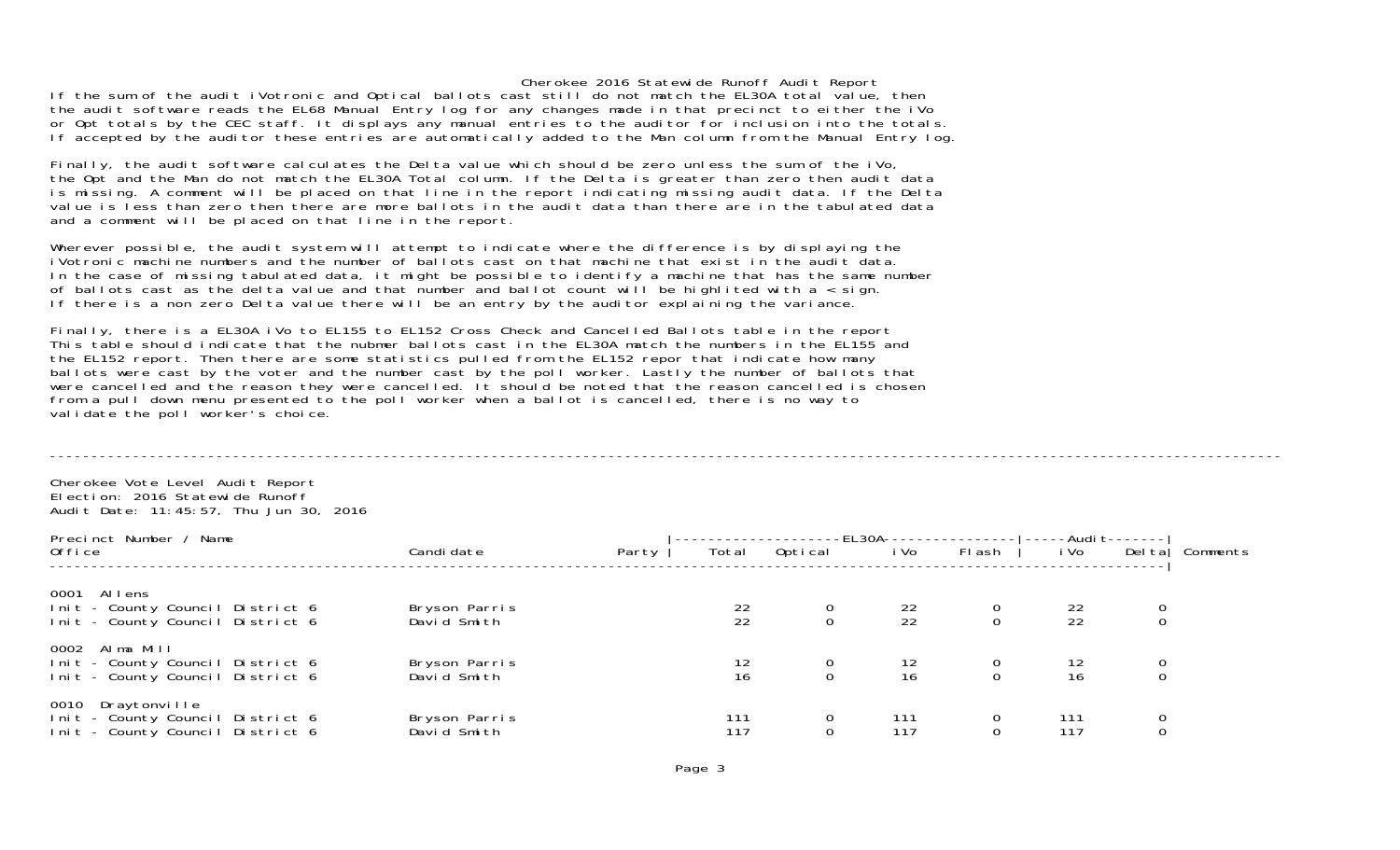Cherokee 2016 Statewide Runoff Audit Report

If the sum of the audit iVotronic and Optical ballots cast still do not match the EL30A total value, then the audit software reads the EL68 Manual Entry log for any changes made in that precinct to either the iVo or Opt totals by the CEC staff. It displays any manual entries to the auditor for inclusion into the totals. If accepted by the auditor these entries are automatically added to the Man column from the Manual Entry log.

Finally, the audit software calculates the Delta value which should be zero unless the sum of the iVo, the Opt and the Man do not match the EL30A Total column. If the Delta is greater than zero then audit data is missing. A comment will be placed on that line in the report indicating missing audit data. If the Delta value is less than zero then there are more ballots in the audit data than there are in the tabulated data and a comment will be placed on that line in the report.

Wherever possible, the audit system will attempt to indicate where the difference is by displaying the iVotronic machine numbers and the number of ballots cast on that machine that exist in the audit data. In the case of missing tabulated data, it might be possible to identify a machine that has the same number of ballots cast as the delta value and that number and ballot count will be highlited with a < sign. If there is a non zero Delta value there will be an entry by the auditor explaining the variance.

Finally, there is a EL30A iVo to EL155 to EL152 Cross Check and Cancelled Ballots table in the report This table should indicate that the nubmer ballots cast in the EL30A match the numbers in the EL155 and the EL152 report. Then there are some statistics pulled from the EL152 repor that indicate how many ballots were cast by the voter and the number cast by the poll worker. Lastly the number of ballots that were cancelled and the reason they were cancelled. It should be noted that the reason cancelled is chosen from a pull down menu presented to the poll worker when a ballot is cancelled, there is no way to validate the poll worker's choice.

---

Cherokee Vote Level Audit Report
Election: 2016 Statewide Runoff
Audit Date: 11:45:57, Thu Jun 30, 2016

| Precinct Number / Name<br>Office | Candidate | Party | EL30A<br>Total | <br>Optical | <br>iVo | <br>Flash | Audit<br>iVo | <br>Delta | Comments |
|---|---|---|---|---|---|---|---|---|---|
| **0001 Allens** | | | | | | | | | |
| Init - County Council District 6 | Bryson Parris | | 22 | 0 | 22 | 0 | 22 | 0 | |
| Init - County Council District 6 | David Smith | | 22 | 0 | 22 | 0 | 22 | 0 | |
| **0002 Alma Mill** | | | | | | | | | |
| Init - County Council District 6 | Bryson Parris | | 12 | 0 | 12 | 0 | 12 | 0 | |
| Init - County Council District 6 | David Smith | | 16 | 0 | 16 | 0 | 16 | 0 | |
| **0010 Draytonville** | | | | | | | | | |
| Init - County Council District 6 | Bryson Parris | | 111 | 0 | 111 | 0 | 111 | 0 | |
| Init - County Council District 6 | David Smith | | 117 | 0 | 117 | 0 | 117 | 0 | |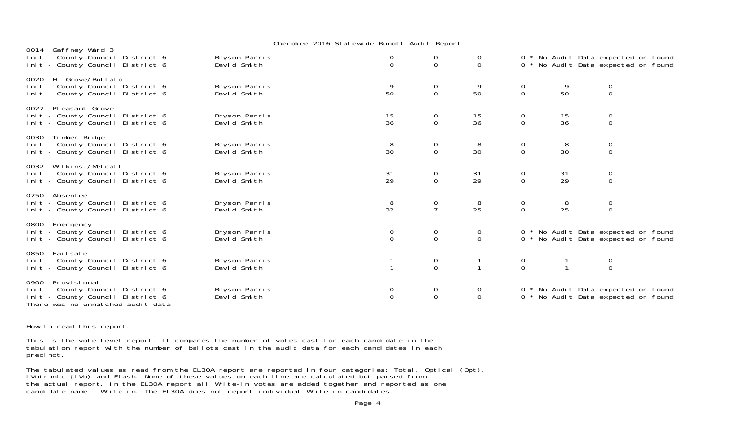Cherokee 2016 Statewide Runoff Audit Report

| Precinct / Contest | Candidate | | | | | | |
|---|---|---|---|---|---|---|---|
| **0014 Gaffney Ward 3** | | | | | | | |
| Init - County Council District 6 | Bryson Parris | 0 | 0 | 0 | 0 * No Audit Data expected or found | | |
| Init - County Council District 6 | David Smith | 0 | 0 | 0 | 0 * No Audit Data expected or found | | |
| **0020 H. Grove/Buffalo** | | | | | | | |
| Init - County Council District 6 | Bryson Parris | 9 | 0 | 9 | 0 | 9 | 0 |
| Init - County Council District 6 | David Smith | 50 | 0 | 50 | 0 | 50 | 0 |
| **0027 Pleasant Grove** | | | | | | | |
| Init - County Council District 6 | Bryson Parris | 15 | 0 | 15 | 0 | 15 | 0 |
| Init - County Council District 6 | David Smith | 36 | 0 | 36 | 0 | 36 | 0 |
| **0030 Timber Ridge** | | | | | | | |
| Init - County Council District 6 | Bryson Parris | 8 | 0 | 8 | 0 | 8 | 0 |
| Init - County Council District 6 | David Smith | 30 | 0 | 30 | 0 | 30 | 0 |
| **0032 Wilkins./Metcalf** | | | | | | | |
| Init - County Council District 6 | Bryson Parris | 31 | 0 | 31 | 0 | 31 | 0 |
| Init - County Council District 6 | David Smith | 29 | 0 | 29 | 0 | 29 | 0 |
| **0750 Absentee** | | | | | | | |
| Init - County Council District 6 | Bryson Parris | 8 | 0 | 8 | 0 | 8 | 0 |
| Init - County Council District 6 | David Smith | 32 | 7 | 25 | 0 | 25 | 0 |
| **0800 Emergency** | | | | | | | |
| Init - County Council District 6 | Bryson Parris | 0 | 0 | 0 | 0 * No Audit Data expected or found | | |
| Init - County Council District 6 | David Smith | 0 | 0 | 0 | 0 * No Audit Data expected or found | | |
| **0850 Failsafe** | | | | | | | |
| Init - County Council District 6 | Bryson Parris | 1 | 0 | 1 | 0 | 1 | 0 |
| Init - County Council District 6 | David Smith | 1 | 0 | 1 | 0 | 1 | 0 |
| **0900 Provisional** | | | | | | | |
| Init - County Council District 6 | Bryson Parris | 0 | 0 | 0 | 0 * No Audit Data expected or found | | |
| Init - County Council District 6 | David Smith | 0 | 0 | 0 | 0 * No Audit Data expected or found | | |

There was no unmatched audit data

How to read this report.

This is the vote level report. It compares the number of votes cast for each candidate in the tabulation report with the number of ballots cast in the audit data for each candidates in each precinct.

The tabulated values as read from the EL30A report are reported in four categories; Total, Optical (Opt), iVotronic (iVo) and Flash. None of these values on each line are calculated but parsed from the actual report. In the EL30A report all Write-in votes are added together and reported as one candidate name - Write-in. The EL30A does not report individual Write-in candidates.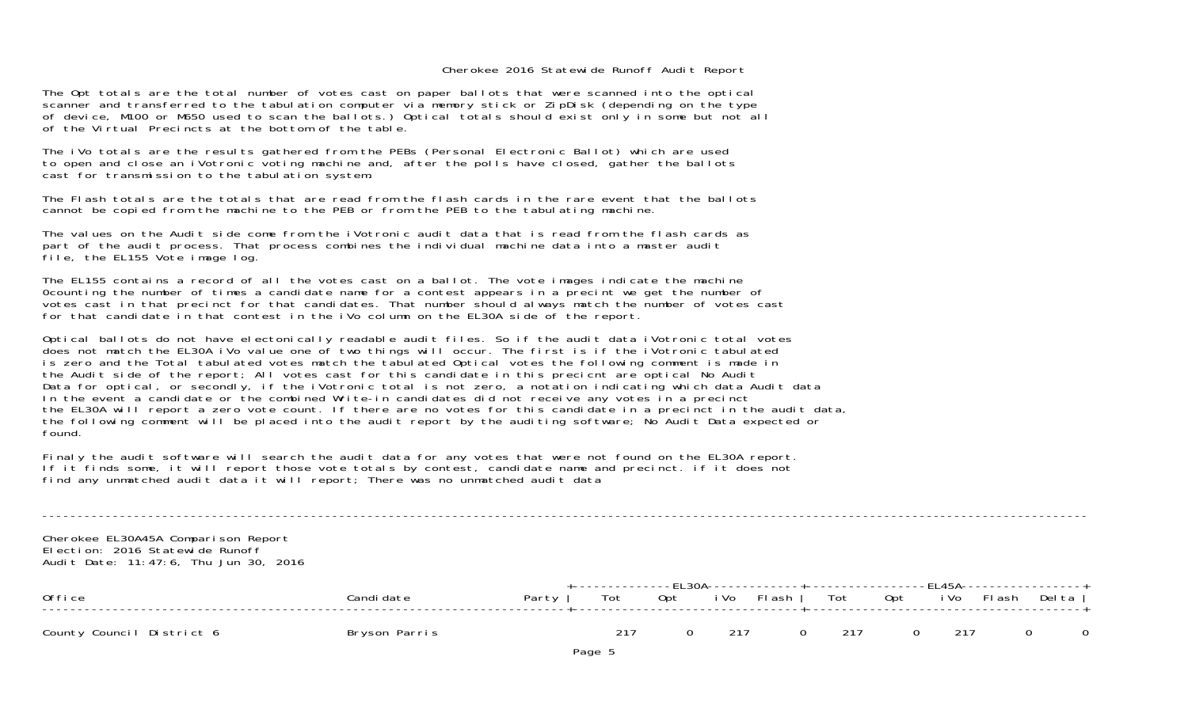Cherokee 2016 Statewide Runoff Audit Report

The Opt totals are the total number of votes cast on paper ballots that were scanned into the optical scanner and transferred to the tabulation computer via memory stick or ZipDisk (depending on the type of device, M100 or M650 used to scan the ballots.) Optical totals should exist only in some but not all of the Virtual Precincts at the bottom of the table.

The iVo totals are the results gathered from the PEBs (Personal Electronic Ballot) which are used to open and close an iVotronic voting machine and, after the polls have closed, gather the ballots cast for transmission to the tabulation system.

The Flash totals are the totals that are read from the flash cards in the rare event that the ballots cannot be copied from the machine to the PEB or from the PEB to the tabulating machine.

The values on the Audit side come from the iVotronic audit data that is read from the flash cards as part of the audit process. That process combines the individual machine data into a master audit file, the EL155 Vote image log.

The EL155 contains a record of all the votes cast on a ballot. The vote images indicate the machine 0counting the number of times a candidate name for a contest appears in a precint we get the number of votes cast in that precinct for that candidates. That number should always match the number of votes cast for that candidate in that contest in the iVo column on the EL30A side of the report.

Optical ballots do not have electonically readable audit files. So if the audit data iVotronic total votes does not match the EL30A iVo value one of two things will occur. The first is if the iVotronic tabulated is zero and the Total tabulated votes match the tabulated Optical votes the following comment is made in the Audit side of the report; All votes cast for this candidate in this precicnt are optical No Audit Data for optical, or secondly, if the iVotronic total is not zero, a notation indicating which data Audit data In the event a candidate or the combined Write-in candidates did not receive any votes in a precinct the EL30A will report a zero vote count. If there are no votes for this candidate in a precinct in the audit data, the following comment will be placed into the audit report by the auditing software; No Audit Data expected or found.

Finaly the audit software will search the audit data for any votes that were not found on the EL30A report. If it finds some, it will report those vote totals by contest, candidate name and precinct. if it does not find any unmatched audit data it will report; There was no unmatched audit data

---

Cherokee EL30A45A Comparison Report
Election: 2016 Statewide Runoff
Audit Date: 11:47:6, Thu Jun 30, 2016

| Office | Candidate | Party | EL30A Tot | EL30A Opt | EL30A iVo | EL30A Flash | EL45A Tot | EL45A Opt | EL45A iVo | EL45A Flash | Delta |
|---|---|---|---|---|---|---|---|---|---|---|---|
| County Council District 6 | Bryson Parris | | 217 | 0 | 217 | 0 | 217 | 0 | 217 | 0 | 0 |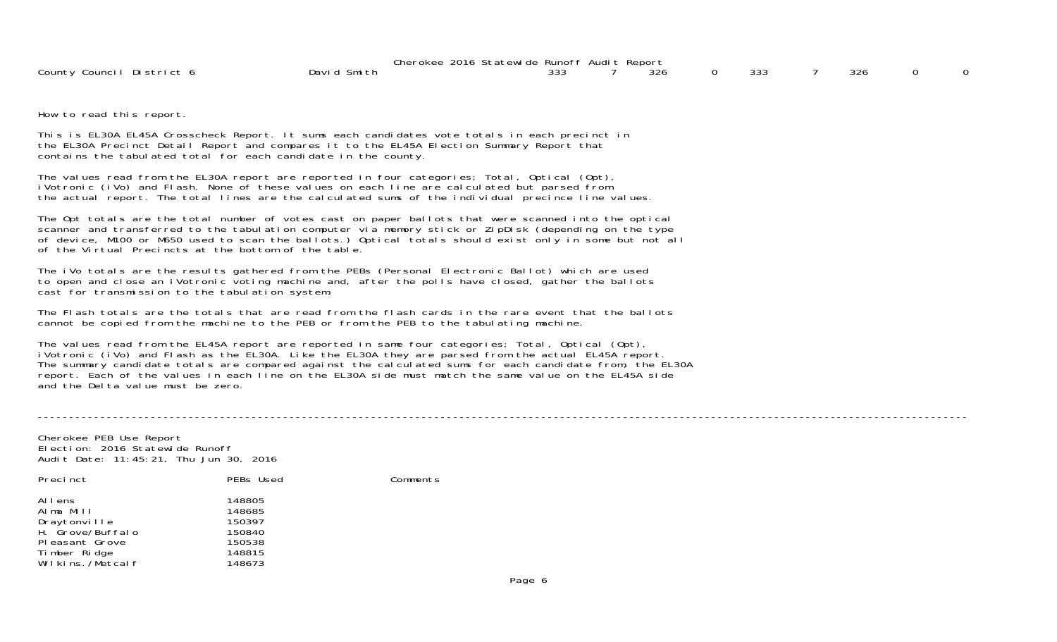Cherokee 2016 Statewide Runoff Audit Report

| County Council District 6 | David Smith | 333 | 7 | 326 | 0 | 333 | 7 | 326 | 0 | 0 |
|---|---|---|---|---|---|---|---|---|---|---|

How to read this report.

This is EL30A EL45A Crosscheck Report. It sums each candidates vote totals in each precinct in the EL30A Precinct Detail Report and compares it to the EL45A Election Summary Report that contains the tabulated total for each candidate in the county.

The values read from the EL30A report are reported in four categories; Total, Optical (Opt), iVotronic (iVo) and Flash. None of these values on each line are calculated but parsed from the actual report. The total lines are the calculated sums of the individual precince line values.

The Opt totals are the total number of votes cast on paper ballots that were scanned into the optical scanner and transferred to the tabulation computer via memory stick or ZipDisk (depending on the type of device, M100 or M650 used to scan the ballots.) Optical totals should exist only in some but not all of the Virtual Precincts at the bottom of the table.

The iVo totals are the results gathered from the PEBs (Personal Electronic Ballot) which are used to open and close an iVotronic voting machine and, after the polls have closed, gather the ballots cast for transmission to the tabulation system.

The Flash totals are the totals that are read from the flash cards in the rare event that the ballots cannot be copied from the machine to the PEB or from the PEB to the tabulating machine.

The values read from the EL45A report are reported in same four categories; Total, Optical (Opt), iVotronic (iVo) and Flash as the EL30A. Like the EL30A they are parsed from the actual EL45A report. The summary candidate totals are compared against the calculated sums for each candidate from, the EL30A report. Each of the values in each line on the EL30A side must match the same value on the EL45A side and the Delta value must be zero.

---

Cherokee PEB Use Report
Election: 2016 Statewide Runoff
Audit Date: 11:45:21, Thu Jun 30, 2016

| Precinct | PEBs Used | Comments |
|---|---|---|
| Allens | 148805 | |
| Alma Mill | 148685 | |
| Draytonville | 150397 | |
| H. Grove/Buffalo | 150840 | |
| Pleasant Grove | 150538 | |
| Timber Ridge | 148815 | |
| Wilkins./Metcalf | 148673 | |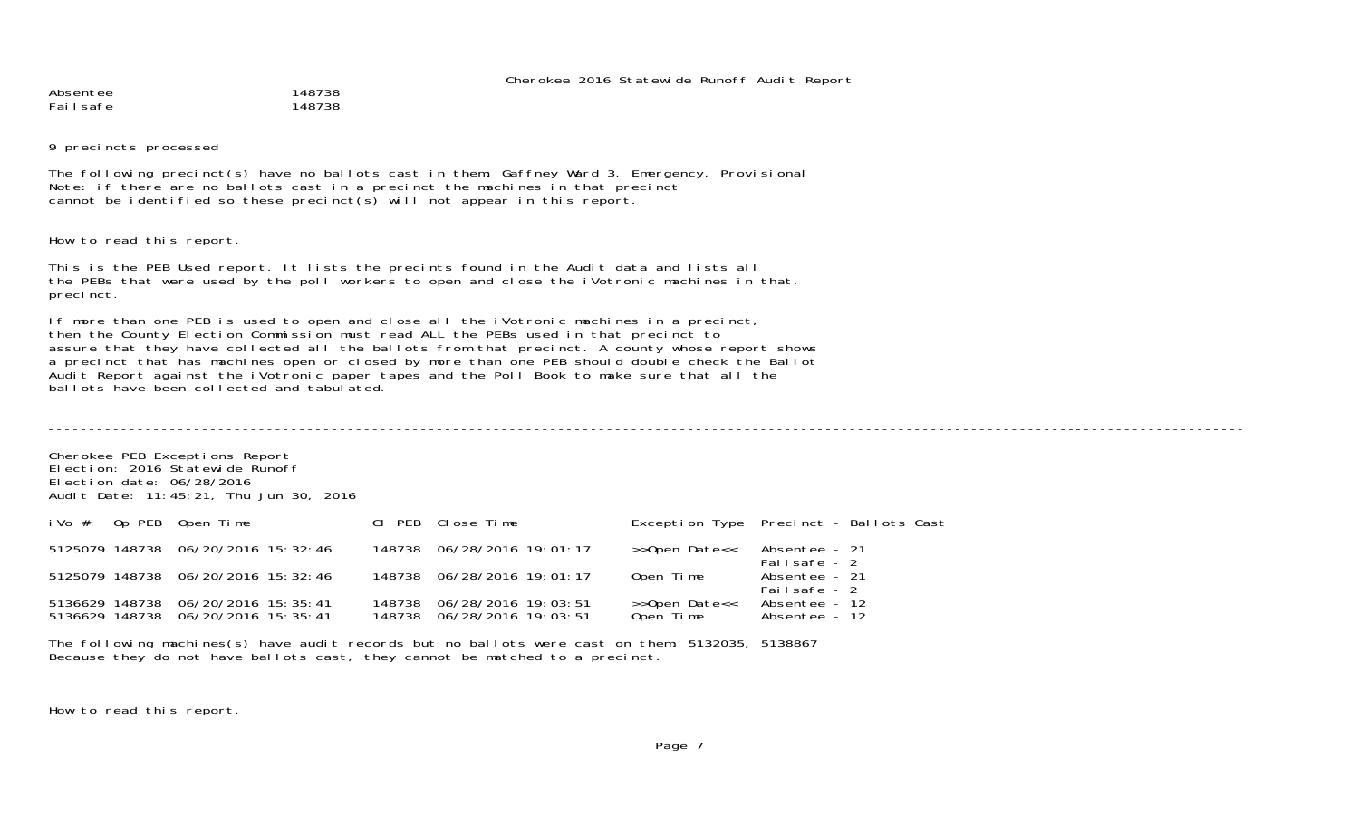Cherokee 2016 Statewide Runoff Audit Report

| | |
|---|---|
| Absentee | 148738 |
| Failsafe | 148738 |

9 precincts processed

The following precinct(s) have no ballots cast in them: Gaffney Ward 3, Emergency, Provisional
Note: if there are no ballots cast in a precinct the machines in that precinct
cannot be identified so these precinct(s) will not appear in this report.

How to read this report.

This is the PEB Used report. It lists the precints found in the Audit data and lists all
the PEBs that were used by the poll workers to open and close the iVotronic machines in that.
precinct.

If more than one PEB is used to open and close all the iVotronic machines in a precinct,
then the County Election Commission must read ALL the PEBs used in that precinct to
assure that they have collected all the ballots from that precinct. A county whose report shows
a precinct that has machines open or closed by more than one PEB should double check the Ballot
Audit Report against the iVotronic paper tapes and the Poll Book to make sure that all the
ballots have been collected and tabulated.

---

Cherokee PEB Exceptions Report
Election: 2016 Statewide Runoff
Election date: 06/28/2016
Audit Date: 11:45:21, Thu Jun 30, 2016

| iVo # | Op PEB | Open Time | Cl PEB | Close Time | Exception Type | Precinct - Ballots Cast |
|---|---|---|---|---|---|---|
| 5125079 | 148738 | 06/20/2016 15:32:46 | 148738 | 06/28/2016 19:01:17 | >>Open Date<< | Absentee - 21<br>Failsafe - 2 |
| 5125079 | 148738 | 06/20/2016 15:32:46 | 148738 | 06/28/2016 19:01:17 | Open Time | Absentee - 21<br>Failsafe - 2 |
| 5136629 | 148738 | 06/20/2016 15:35:41 | 148738 | 06/28/2016 19:03:51 | >>Open Date<< | Absentee - 12 |
| 5136629 | 148738 | 06/20/2016 15:35:41 | 148738 | 06/28/2016 19:03:51 | Open Time | Absentee - 12 |

The following machines(s) have audit records but no ballots were cast on them: 5132035, 5138867
Because they do not have ballots cast, they cannot be matched to a precinct.

How to read this report.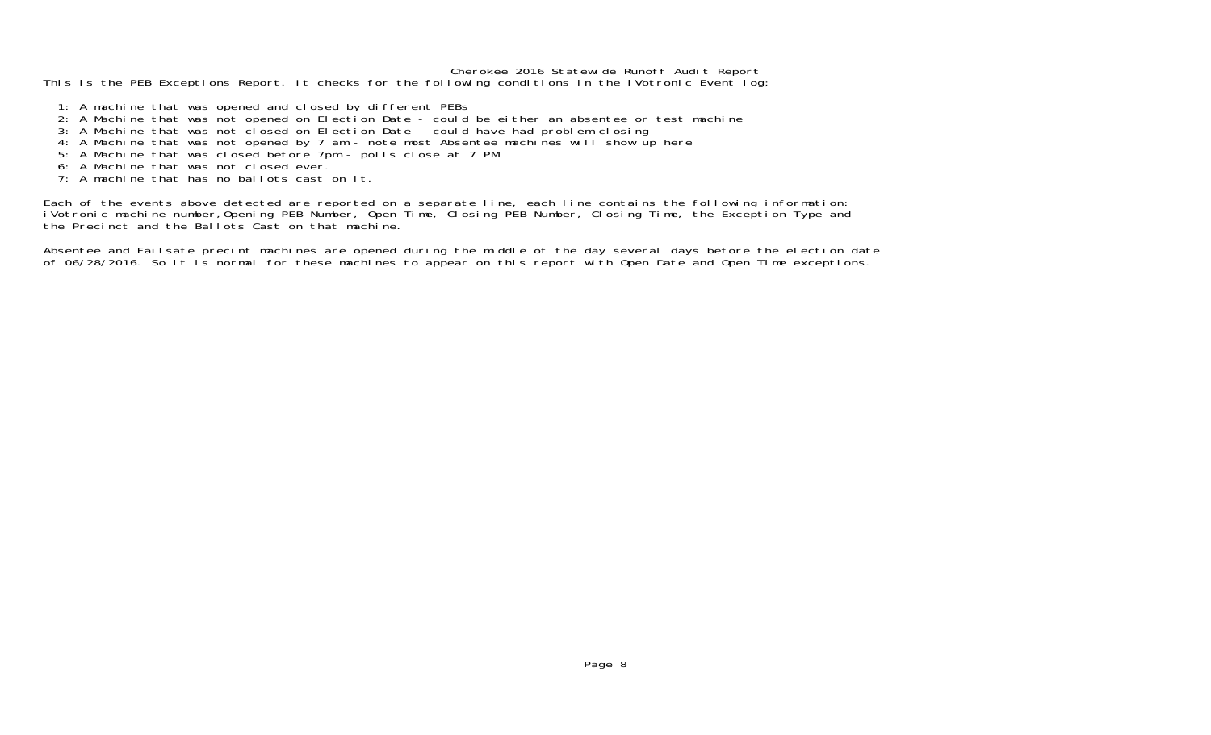# Cherokee 2016 Statewide Runoff Audit Report

This is the PEB Exceptions Report. It checks for the following conditions in the iVotronic Event log;

1: A machine that was opened and closed by different PEBs
2: A Machine that was not opened on Election Date - could be either an absentee or test machine
3: A Machine that was not closed on Election Date - could have had problem closing
4: A Machine that was not opened by 7 am - note most Absentee machines will show up here
5: A Machine that was closed before 7pm - polls close at 7 PM
6: A Machine that was not closed ever.
7: A machine that has no ballots cast on it.

Each of the events above detected are reported on a separate line, each line contains the following information:
iVotronic machine number,Opening PEB Number, Open Time, Closing PEB Number, Closing Time, the Exception Type and the Precinct and the Ballots Cast on that machine.

Absentee and Failsafe precint machines are opened during the middle of the day several days before the election date of 06/28/2016. So it is normal for these machines to appear on this report with Open Date and Open Time exceptions.